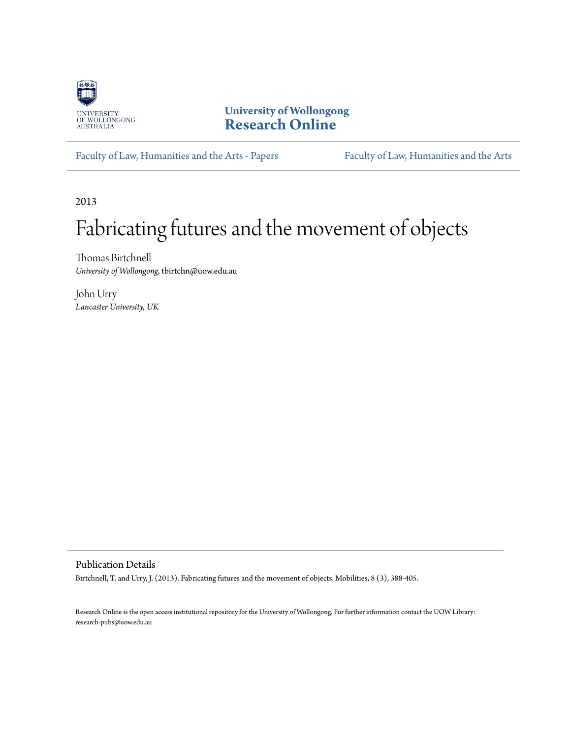University of Wollongong
**Research Online**

Faculty of Law, Humanities and the Arts - Papers | Faculty of Law, Humanities and the Arts

2013

# Fabricating futures and the movement of objects

Thomas Birtchnell
*University of Wollongong*, tbirtchn@uow.edu.au

John Urry
*Lancaster University, UK*

## Publication Details

Birtchnell, T. and Urry, J. (2013). Fabricating futures and the movement of objects. Mobilities, 8 (3), 388-405.

Research Online is the open access institutional repository for the University of Wollongong. For further information contact the UOW Library: research-pubs@uow.edu.au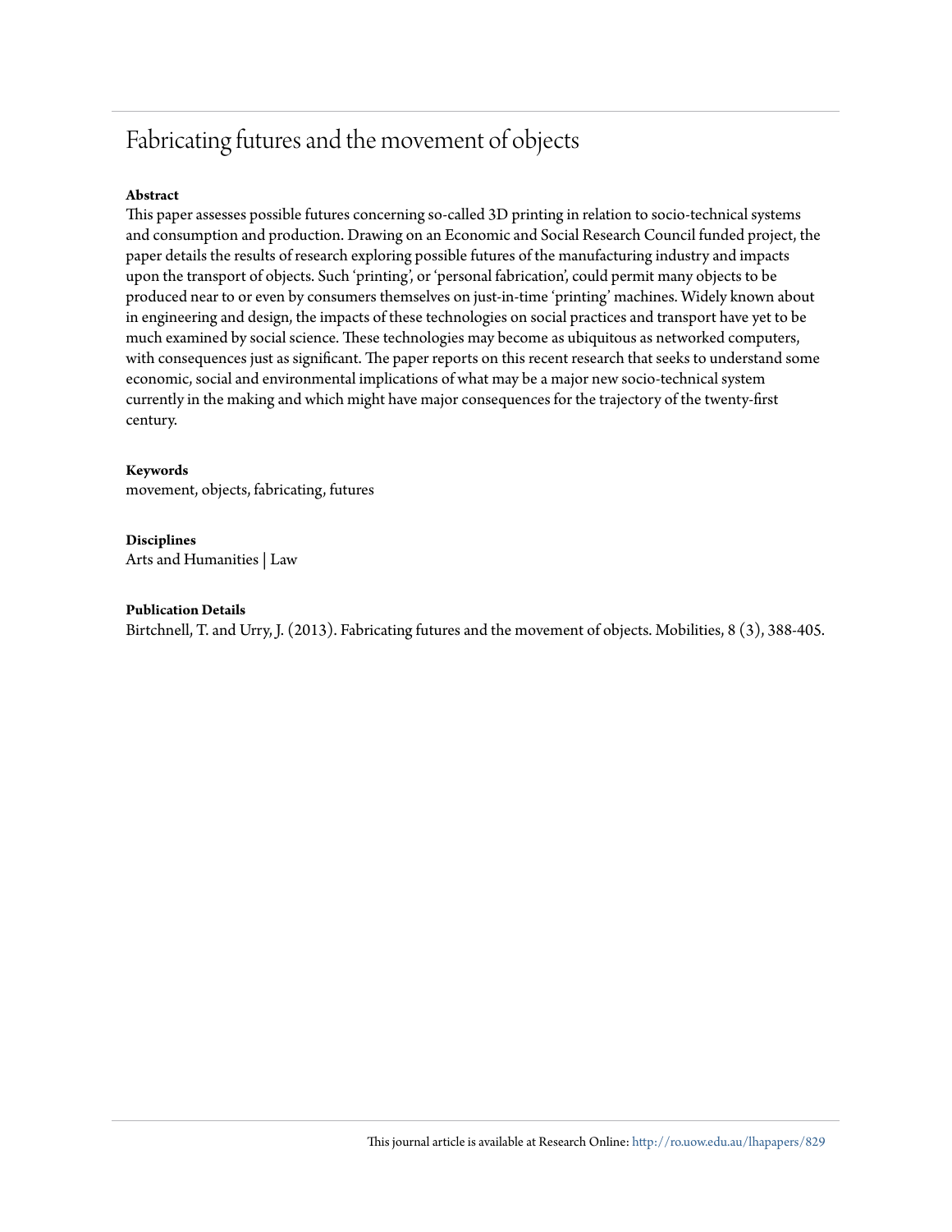# Fabricating futures and the movement of objects

**Abstract**

This paper assesses possible futures concerning so-called 3D printing in relation to socio-technical systems and consumption and production. Drawing on an Economic and Social Research Council funded project, the paper details the results of research exploring possible futures of the manufacturing industry and impacts upon the transport of objects. Such 'printing', or 'personal fabrication', could permit many objects to be produced near to or even by consumers themselves on just-in-time 'printing' machines. Widely known about in engineering and design, the impacts of these technologies on social practices and transport have yet to be much examined by social science. These technologies may become as ubiquitous as networked computers, with consequences just as significant. The paper reports on this recent research that seeks to understand some economic, social and environmental implications of what may be a major new socio-technical system currently in the making and which might have major consequences for the trajectory of the twenty-first century.

**Keywords**

movement, objects, fabricating, futures

**Disciplines**

Arts and Humanities | Law

**Publication Details**

Birtchnell, T. and Urry, J. (2013). Fabricating futures and the movement of objects. Mobilities, 8 (3), 388-405.

This journal article is available at Research Online: http://ro.uow.edu.au/lhapapers/829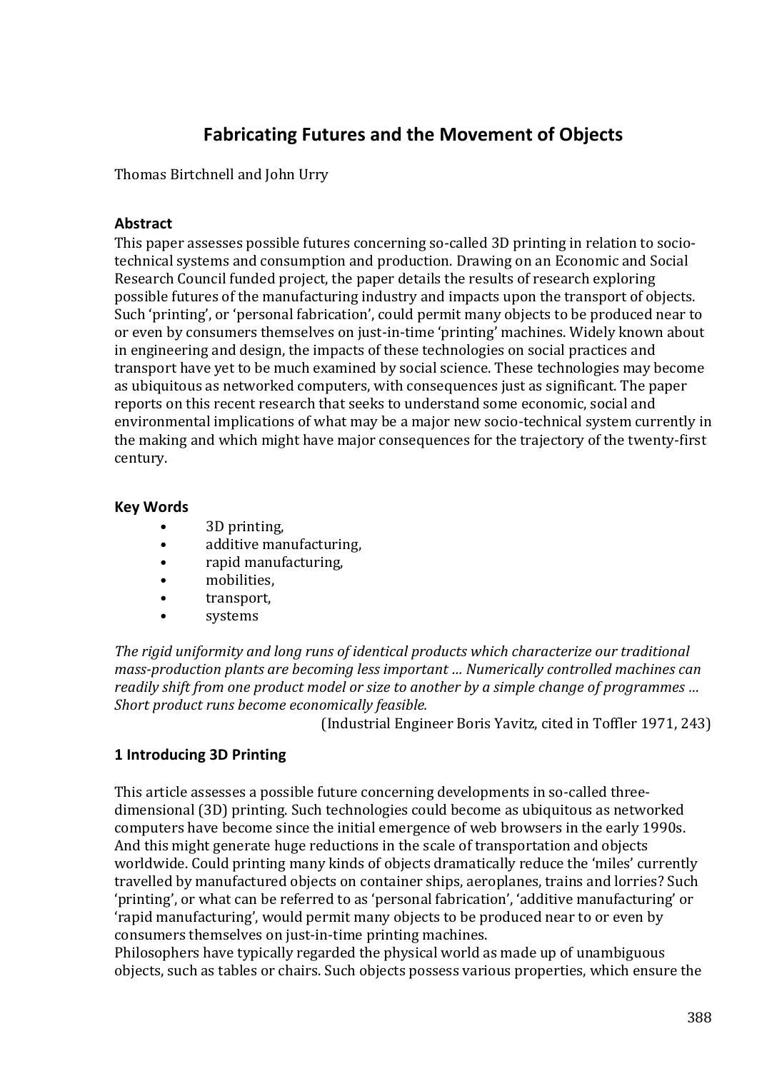# Fabricating Futures and the Movement of Objects

Thomas Birtchnell and John Urry

### Abstract

This paper assesses possible futures concerning so-called 3D printing in relation to socio-technical systems and consumption and production. Drawing on an Economic and Social Research Council funded project, the paper details the results of research exploring possible futures of the manufacturing industry and impacts upon the transport of objects. Such 'printing', or 'personal fabrication', could permit many objects to be produced near to or even by consumers themselves on just-in-time 'printing' machines. Widely known about in engineering and design, the impacts of these technologies on social practices and transport have yet to be much examined by social science. These technologies may become as ubiquitous as networked computers, with consequences just as significant. The paper reports on this recent research that seeks to understand some economic, social and environmental implications of what may be a major new socio-technical system currently in the making and which might have major consequences for the trajectory of the twenty-first century.

### Key Words

- 3D printing,
- additive manufacturing,
- rapid manufacturing,
- mobilities,
- transport,
- systems

*The rigid uniformity and long runs of identical products which characterize our traditional mass-production plants are becoming less important … Numerically controlled machines can readily shift from one product model or size to another by a simple change of programmes … Short product runs become economically feasible.*

(Industrial Engineer Boris Yavitz, cited in Toffler 1971, 243)

### 1 Introducing 3D Printing

This article assesses a possible future concerning developments in so-called three-dimensional (3D) printing. Such technologies could become as ubiquitous as networked computers have become since the initial emergence of web browsers in the early 1990s. And this might generate huge reductions in the scale of transportation and objects worldwide. Could printing many kinds of objects dramatically reduce the 'miles' currently travelled by manufactured objects on container ships, aeroplanes, trains and lorries? Such 'printing', or what can be referred to as 'personal fabrication', 'additive manufacturing' or 'rapid manufacturing', would permit many objects to be produced near to or even by consumers themselves on just-in-time printing machines.

Philosophers have typically regarded the physical world as made up of unambiguous objects, such as tables or chairs. Such objects possess various properties, which ensure the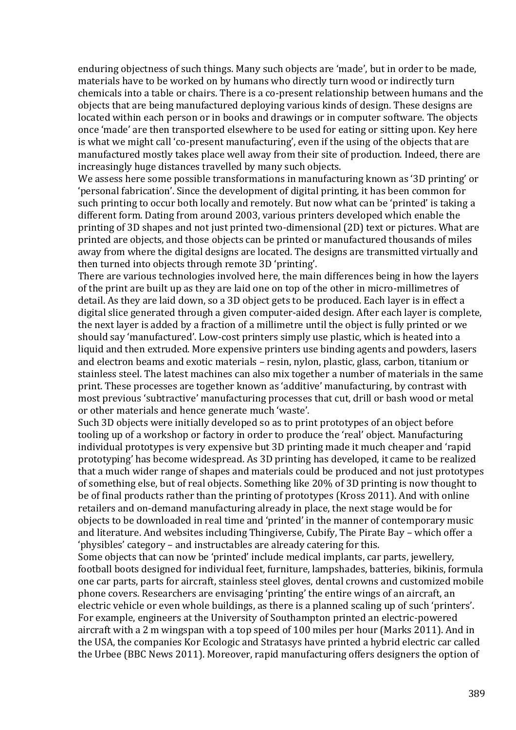enduring objectness of such things. Many such objects are 'made', but in order to be made, materials have to be worked on by humans who directly turn wood or indirectly turn chemicals into a table or chairs. There is a co-present relationship between humans and the objects that are being manufactured deploying various kinds of design. These designs are located within each person or in books and drawings or in computer software. The objects once 'made' are then transported elsewhere to be used for eating or sitting upon. Key here is what we might call 'co-present manufacturing', even if the using of the objects that are manufactured mostly takes place well away from their site of production. Indeed, there are increasingly huge distances travelled by many such objects.

We assess here some possible transformations in manufacturing known as '3D printing' or 'personal fabrication'. Since the development of digital printing, it has been common for such printing to occur both locally and remotely. But now what can be 'printed' is taking a different form. Dating from around 2003, various printers developed which enable the printing of 3D shapes and not just printed two-dimensional (2D) text or pictures. What are printed are objects, and those objects can be printed or manufactured thousands of miles away from where the digital designs are located. The designs are transmitted virtually and then turned into objects through remote 3D 'printing'.

There are various technologies involved here, the main differences being in how the layers of the print are built up as they are laid one on top of the other in micro-millimetres of detail. As they are laid down, so a 3D object gets to be produced. Each layer is in effect a digital slice generated through a given computer-aided design. After each layer is complete, the next layer is added by a fraction of a millimetre until the object is fully printed or we should say 'manufactured'. Low-cost printers simply use plastic, which is heated into a liquid and then extruded. More expensive printers use binding agents and powders, lasers and electron beams and exotic materials – resin, nylon, plastic, glass, carbon, titanium or stainless steel. The latest machines can also mix together a number of materials in the same print. These processes are together known as 'additive' manufacturing, by contrast with most previous 'subtractive' manufacturing processes that cut, drill or bash wood or metal or other materials and hence generate much 'waste'.

Such 3D objects were initially developed so as to print prototypes of an object before tooling up of a workshop or factory in order to produce the 'real' object. Manufacturing individual prototypes is very expensive but 3D printing made it much cheaper and 'rapid prototyping' has become widespread. As 3D printing has developed, it came to be realized that a much wider range of shapes and materials could be produced and not just prototypes of something else, but of real objects. Something like 20% of 3D printing is now thought to be of final products rather than the printing of prototypes (Kross 2011). And with online retailers and on-demand manufacturing already in place, the next stage would be for objects to be downloaded in real time and 'printed' in the manner of contemporary music and literature. And websites including Thingiverse, Cubify, The Pirate Bay – which offer a 'physibles' category – and instructables are already catering for this.

Some objects that can now be 'printed' include medical implants, car parts, jewellery, football boots designed for individual feet, furniture, lampshades, batteries, bikinis, formula one car parts, parts for aircraft, stainless steel gloves, dental crowns and customized mobile phone covers. Researchers are envisaging 'printing' the entire wings of an aircraft, an electric vehicle or even whole buildings, as there is a planned scaling up of such 'printers'. For example, engineers at the University of Southampton printed an electric-powered aircraft with a 2 m wingspan with a top speed of 100 miles per hour (Marks 2011). And in the USA, the companies Kor Ecologic and Stratasys have printed a hybrid electric car called the Urbee (BBC News 2011). Moreover, rapid manufacturing offers designers the option of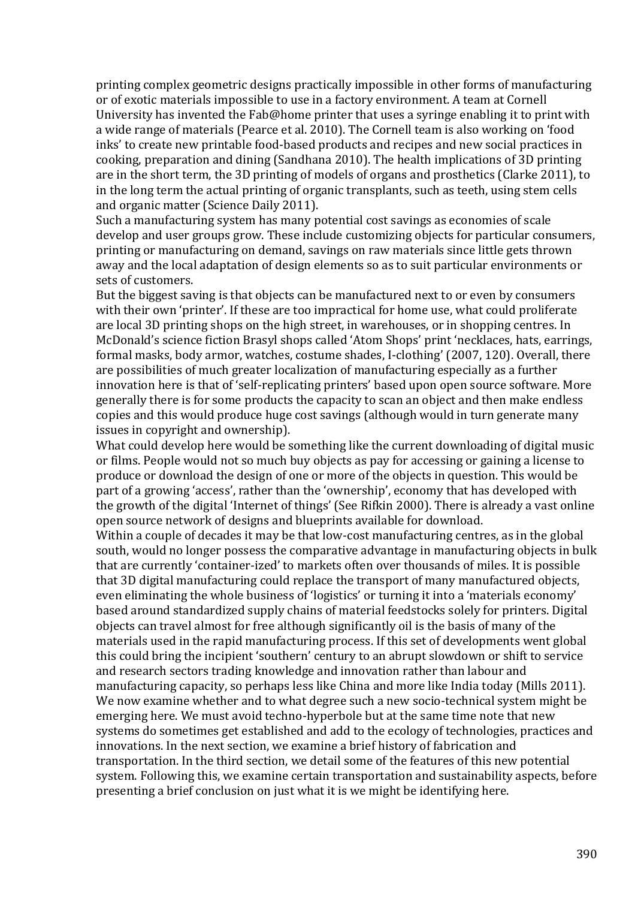printing complex geometric designs practically impossible in other forms of manufacturing or of exotic materials impossible to use in a factory environment. A team at Cornell University has invented the Fab@home printer that uses a syringe enabling it to print with a wide range of materials (Pearce et al. 2010). The Cornell team is also working on 'food inks' to create new printable food-based products and recipes and new social practices in cooking, preparation and dining (Sandhana 2010). The health implications of 3D printing are in the short term, the 3D printing of models of organs and prosthetics (Clarke 2011), to in the long term the actual printing of organic transplants, such as teeth, using stem cells and organic matter (Science Daily 2011).

Such a manufacturing system has many potential cost savings as economies of scale develop and user groups grow. These include customizing objects for particular consumers, printing or manufacturing on demand, savings on raw materials since little gets thrown away and the local adaptation of design elements so as to suit particular environments or sets of customers.

But the biggest saving is that objects can be manufactured next to or even by consumers with their own 'printer'. If these are too impractical for home use, what could proliferate are local 3D printing shops on the high street, in warehouses, or in shopping centres. In McDonald's science fiction Brasyl shops called 'Atom Shops' print 'necklaces, hats, earrings, formal masks, body armor, watches, costume shades, I-clothing' (2007, 120). Overall, there are possibilities of much greater localization of manufacturing especially as a further innovation here is that of 'self-replicating printers' based upon open source software. More generally there is for some products the capacity to scan an object and then make endless copies and this would produce huge cost savings (although would in turn generate many issues in copyright and ownership).

What could develop here would be something like the current downloading of digital music or films. People would not so much buy objects as pay for accessing or gaining a license to produce or download the design of one or more of the objects in question. This would be part of a growing 'access', rather than the 'ownership', economy that has developed with the growth of the digital 'Internet of things' (See Rifkin 2000). There is already a vast online open source network of designs and blueprints available for download.

Within a couple of decades it may be that low-cost manufacturing centres, as in the global south, would no longer possess the comparative advantage in manufacturing objects in bulk that are currently 'container-ized' to markets often over thousands of miles. It is possible that 3D digital manufacturing could replace the transport of many manufactured objects, even eliminating the whole business of 'logistics' or turning it into a 'materials economy' based around standardized supply chains of material feedstocks solely for printers. Digital objects can travel almost for free although significantly oil is the basis of many of the materials used in the rapid manufacturing process. If this set of developments went global this could bring the incipient 'southern' century to an abrupt slowdown or shift to service and research sectors trading knowledge and innovation rather than labour and manufacturing capacity, so perhaps less like China and more like India today (Mills 2011).

We now examine whether and to what degree such a new socio-technical system might be emerging here. We must avoid techno-hyperbole but at the same time note that new systems do sometimes get established and add to the ecology of technologies, practices and innovations. In the next section, we examine a brief history of fabrication and transportation. In the third section, we detail some of the features of this new potential system. Following this, we examine certain transportation and sustainability aspects, before presenting a brief conclusion on just what it is we might be identifying here.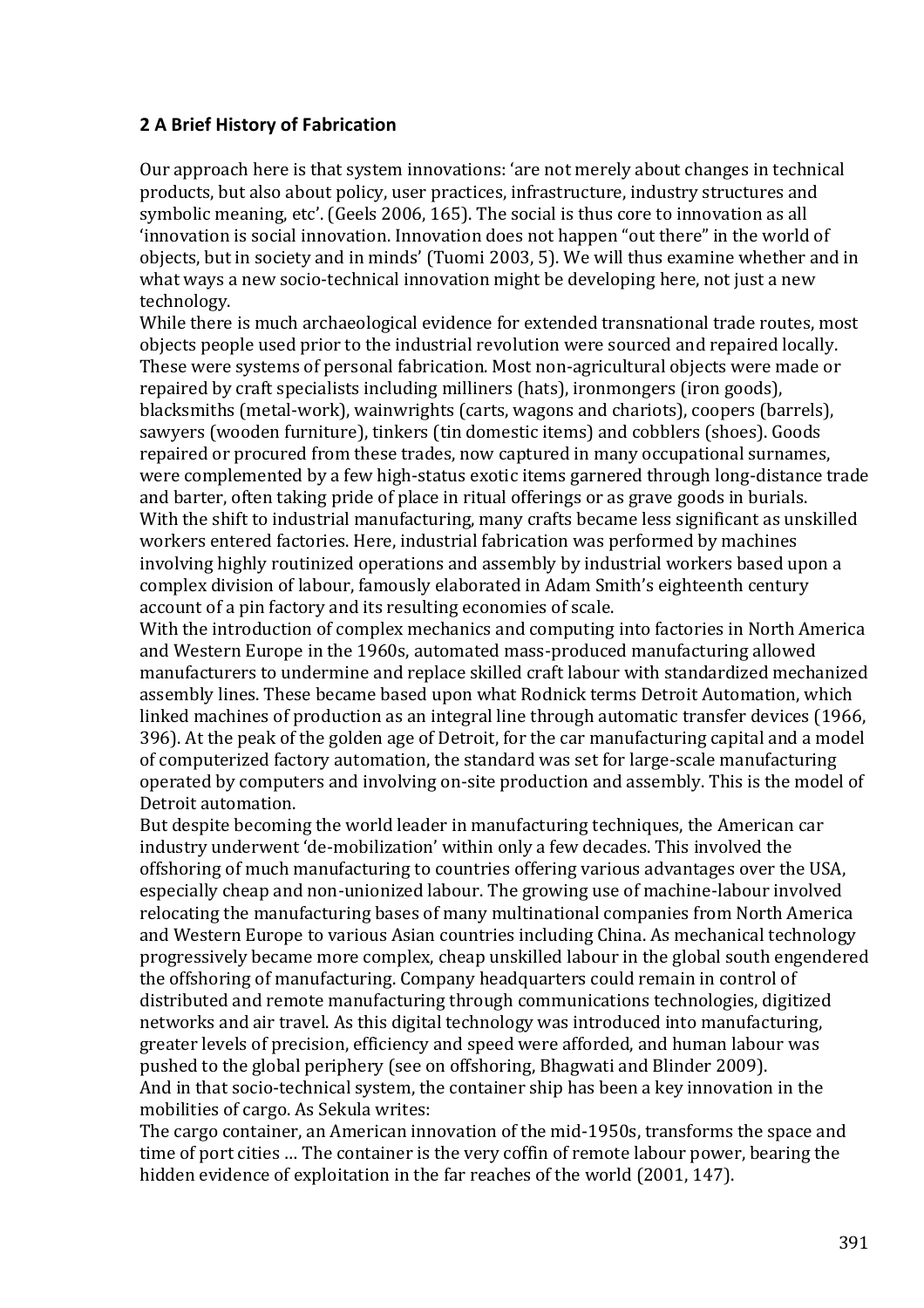## 2 A Brief History of Fabrication

Our approach here is that system innovations: 'are not merely about changes in technical products, but also about policy, user practices, infrastructure, industry structures and symbolic meaning, etc'. (Geels 2006, 165). The social is thus core to innovation as all 'innovation is social innovation. Innovation does not happen "out there" in the world of objects, but in society and in minds' (Tuomi 2003, 5). We will thus examine whether and in what ways a new socio-technical innovation might be developing here, not just a new technology.

While there is much archaeological evidence for extended transnational trade routes, most objects people used prior to the industrial revolution were sourced and repaired locally. These were systems of personal fabrication. Most non-agricultural objects were made or repaired by craft specialists including milliners (hats), ironmongers (iron goods), blacksmiths (metal-work), wainwrights (carts, wagons and chariots), coopers (barrels), sawyers (wooden furniture), tinkers (tin domestic items) and cobblers (shoes). Goods repaired or procured from these trades, now captured in many occupational surnames, were complemented by a few high-status exotic items garnered through long-distance trade and barter, often taking pride of place in ritual offerings or as grave goods in burials.

With the shift to industrial manufacturing, many crafts became less significant as unskilled workers entered factories. Here, industrial fabrication was performed by machines involving highly routinized operations and assembly by industrial workers based upon a complex division of labour, famously elaborated in Adam Smith's eighteenth century account of a pin factory and its resulting economies of scale.

With the introduction of complex mechanics and computing into factories in North America and Western Europe in the 1960s, automated mass-produced manufacturing allowed manufacturers to undermine and replace skilled craft labour with standardized mechanized assembly lines. These became based upon what Rodnick terms Detroit Automation, which linked machines of production as an integral line through automatic transfer devices (1966, 396). At the peak of the golden age of Detroit, for the car manufacturing capital and a model of computerized factory automation, the standard was set for large-scale manufacturing operated by computers and involving on-site production and assembly. This is the model of Detroit automation.

But despite becoming the world leader in manufacturing techniques, the American car industry underwent 'de-mobilization' within only a few decades. This involved the offshoring of much manufacturing to countries offering various advantages over the USA, especially cheap and non-unionized labour. The growing use of machine-labour involved relocating the manufacturing bases of many multinational companies from North America and Western Europe to various Asian countries including China. As mechanical technology progressively became more complex, cheap unskilled labour in the global south engendered the offshoring of manufacturing. Company headquarters could remain in control of distributed and remote manufacturing through communications technologies, digitized networks and air travel. As this digital technology was introduced into manufacturing, greater levels of precision, efficiency and speed were afforded, and human labour was pushed to the global periphery (see on offshoring, Bhagwati and Blinder 2009).

And in that socio-technical system, the container ship has been a key innovation in the mobilities of cargo. As Sekula writes:

The cargo container, an American innovation of the mid-1950s, transforms the space and time of port cities … The container is the very coffin of remote labour power, bearing the hidden evidence of exploitation in the far reaches of the world (2001, 147).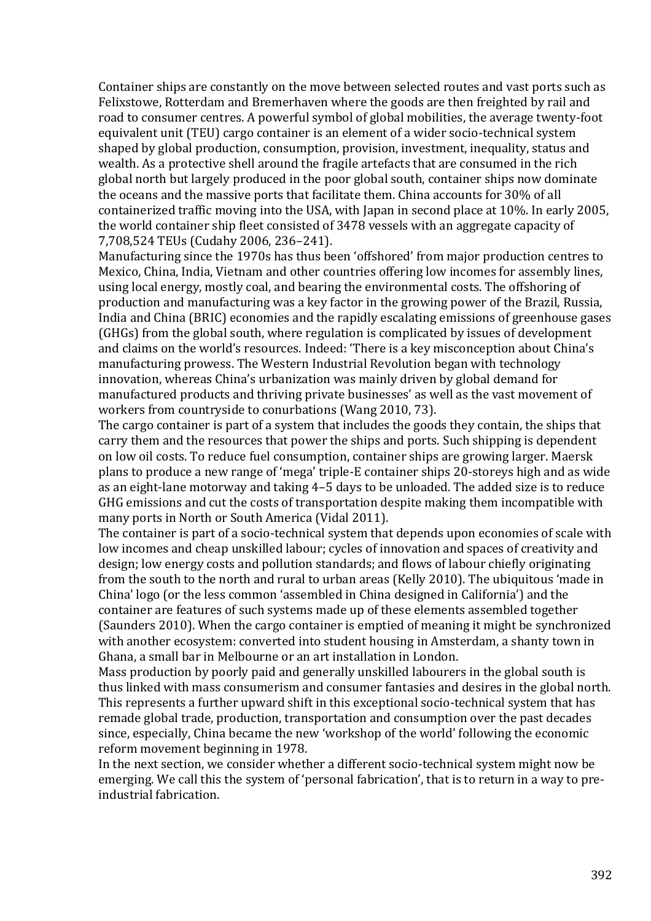Container ships are constantly on the move between selected routes and vast ports such as Felixstowe, Rotterdam and Bremerhaven where the goods are then freighted by rail and road to consumer centres. A powerful symbol of global mobilities, the average twenty-foot equivalent unit (TEU) cargo container is an element of a wider socio-technical system shaped by global production, consumption, provision, investment, inequality, status and wealth. As a protective shell around the fragile artefacts that are consumed in the rich global north but largely produced in the poor global south, container ships now dominate the oceans and the massive ports that facilitate them. China accounts for 30% of all containerized traffic moving into the USA, with Japan in second place at 10%. In early 2005, the world container ship fleet consisted of 3478 vessels with an aggregate capacity of 7,708,524 TEUs (Cudahy 2006, 236–241).

Manufacturing since the 1970s has thus been 'offshored' from major production centres to Mexico, China, India, Vietnam and other countries offering low incomes for assembly lines, using local energy, mostly coal, and bearing the environmental costs. The offshoring of production and manufacturing was a key factor in the growing power of the Brazil, Russia, India and China (BRIC) economies and the rapidly escalating emissions of greenhouse gases (GHGs) from the global south, where regulation is complicated by issues of development and claims on the world's resources. Indeed: 'There is a key misconception about China's manufacturing prowess. The Western Industrial Revolution began with technology innovation, whereas China's urbanization was mainly driven by global demand for manufactured products and thriving private businesses' as well as the vast movement of workers from countryside to conurbations (Wang 2010, 73).

The cargo container is part of a system that includes the goods they contain, the ships that carry them and the resources that power the ships and ports. Such shipping is dependent on low oil costs. To reduce fuel consumption, container ships are growing larger. Maersk plans to produce a new range of 'mega' triple-E container ships 20-storeys high and as wide as an eight-lane motorway and taking 4–5 days to be unloaded. The added size is to reduce GHG emissions and cut the costs of transportation despite making them incompatible with many ports in North or South America (Vidal 2011).

The container is part of a socio-technical system that depends upon economies of scale with low incomes and cheap unskilled labour; cycles of innovation and spaces of creativity and design; low energy costs and pollution standards; and flows of labour chiefly originating from the south to the north and rural to urban areas (Kelly 2010). The ubiquitous 'made in China' logo (or the less common 'assembled in China designed in California') and the container are features of such systems made up of these elements assembled together (Saunders 2010). When the cargo container is emptied of meaning it might be synchronized with another ecosystem: converted into student housing in Amsterdam, a shanty town in Ghana, a small bar in Melbourne or an art installation in London.

Mass production by poorly paid and generally unskilled labourers in the global south is thus linked with mass consumerism and consumer fantasies and desires in the global north. This represents a further upward shift in this exceptional socio-technical system that has remade global trade, production, transportation and consumption over the past decades since, especially, China became the new 'workshop of the world' following the economic reform movement beginning in 1978.

In the next section, we consider whether a different socio-technical system might now be emerging. We call this the system of 'personal fabrication', that is to return in a way to pre-industrial fabrication.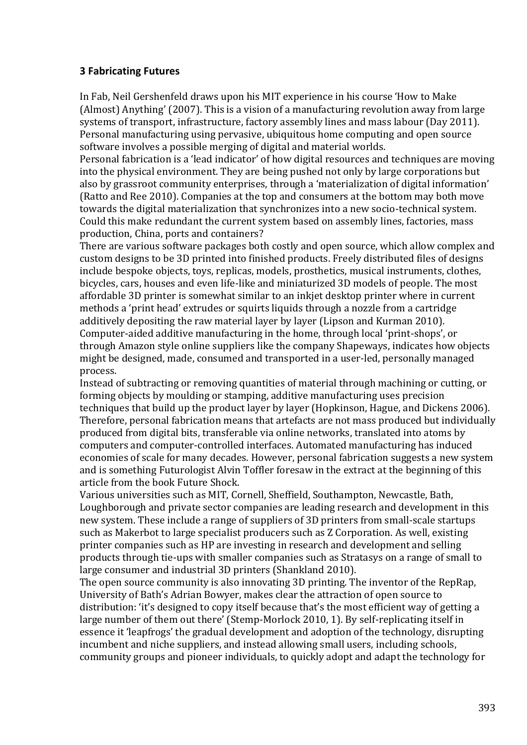## 3 Fabricating Futures

In Fab, Neil Gershenfeld draws upon his MIT experience in his course 'How to Make (Almost) Anything' (2007). This is a vision of a manufacturing revolution away from large systems of transport, infrastructure, factory assembly lines and mass labour (Day 2011). Personal manufacturing using pervasive, ubiquitous home computing and open source software involves a possible merging of digital and material worlds.

Personal fabrication is a 'lead indicator' of how digital resources and techniques are moving into the physical environment. They are being pushed not only by large corporations but also by grassroot community enterprises, through a 'materialization of digital information' (Ratto and Ree 2010). Companies at the top and consumers at the bottom may both move towards the digital materialization that synchronizes into a new socio-technical system. Could this make redundant the current system based on assembly lines, factories, mass production, China, ports and containers?

There are various software packages both costly and open source, which allow complex and custom designs to be 3D printed into finished products. Freely distributed files of designs include bespoke objects, toys, replicas, models, prosthetics, musical instruments, clothes, bicycles, cars, houses and even life-like and miniaturized 3D models of people. The most affordable 3D printer is somewhat similar to an inkjet desktop printer where in current methods a 'print head' extrudes or squirts liquids through a nozzle from a cartridge additively depositing the raw material layer by layer (Lipson and Kurman 2010). Computer-aided additive manufacturing in the home, through local 'print-shops', or through Amazon style online suppliers like the company Shapeways, indicates how objects might be designed, made, consumed and transported in a user-led, personally managed process.

Instead of subtracting or removing quantities of material through machining or cutting, or forming objects by moulding or stamping, additive manufacturing uses precision techniques that build up the product layer by layer (Hopkinson, Hague, and Dickens 2006). Therefore, personal fabrication means that artefacts are not mass produced but individually produced from digital bits, transferable via online networks, translated into atoms by computers and computer-controlled interfaces. Automated manufacturing has induced economies of scale for many decades. However, personal fabrication suggests a new system and is something Futurologist Alvin Toffler foresaw in the extract at the beginning of this article from the book Future Shock.

Various universities such as MIT, Cornell, Sheffield, Southampton, Newcastle, Bath, Loughborough and private sector companies are leading research and development in this new system. These include a range of suppliers of 3D printers from small-scale startups such as Makerbot to large specialist producers such as Z Corporation. As well, existing printer companies such as HP are investing in research and development and selling products through tie-ups with smaller companies such as Stratasys on a range of small to large consumer and industrial 3D printers (Shankland 2010).

The open source community is also innovating 3D printing. The inventor of the RepRap, University of Bath's Adrian Bowyer, makes clear the attraction of open source to distribution: 'it's designed to copy itself because that's the most efficient way of getting a large number of them out there' (Stemp-Morlock 2010, 1). By self-replicating itself in essence it 'leapfrogs' the gradual development and adoption of the technology, disrupting incumbent and niche suppliers, and instead allowing small users, including schools, community groups and pioneer individuals, to quickly adopt and adapt the technology for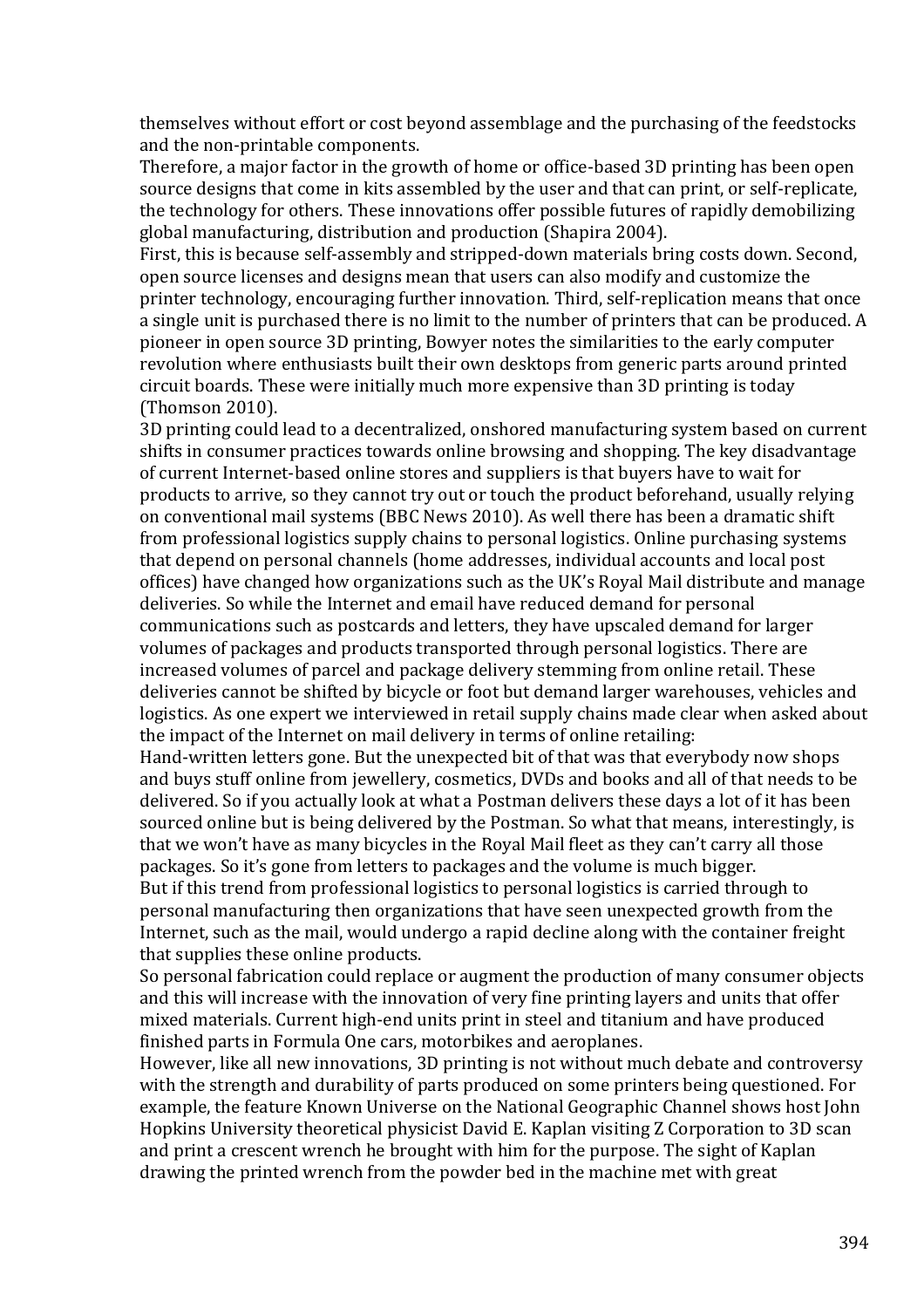themselves without effort or cost beyond assemblage and the purchasing of the feedstocks and the non-printable components.

Therefore, a major factor in the growth of home or office-based 3D printing has been open source designs that come in kits assembled by the user and that can print, or self-replicate, the technology for others. These innovations offer possible futures of rapidly demobilizing global manufacturing, distribution and production (Shapira 2004).

First, this is because self-assembly and stripped-down materials bring costs down. Second, open source licenses and designs mean that users can also modify and customize the printer technology, encouraging further innovation. Third, self-replication means that once a single unit is purchased there is no limit to the number of printers that can be produced. A pioneer in open source 3D printing, Bowyer notes the similarities to the early computer revolution where enthusiasts built their own desktops from generic parts around printed circuit boards. These were initially much more expensive than 3D printing is today (Thomson 2010).

3D printing could lead to a decentralized, onshored manufacturing system based on current shifts in consumer practices towards online browsing and shopping. The key disadvantage of current Internet-based online stores and suppliers is that buyers have to wait for products to arrive, so they cannot try out or touch the product beforehand, usually relying on conventional mail systems (BBC News 2010). As well there has been a dramatic shift from professional logistics supply chains to personal logistics. Online purchasing systems that depend on personal channels (home addresses, individual accounts and local post offices) have changed how organizations such as the UK's Royal Mail distribute and manage deliveries. So while the Internet and email have reduced demand for personal communications such as postcards and letters, they have upscaled demand for larger volumes of packages and products transported through personal logistics. There are increased volumes of parcel and package delivery stemming from online retail. These deliveries cannot be shifted by bicycle or foot but demand larger warehouses, vehicles and logistics. As one expert we interviewed in retail supply chains made clear when asked about the impact of the Internet on mail delivery in terms of online retailing:

Hand-written letters gone. But the unexpected bit of that was that everybody now shops and buys stuff online from jewellery, cosmetics, DVDs and books and all of that needs to be delivered. So if you actually look at what a Postman delivers these days a lot of it has been sourced online but is being delivered by the Postman. So what that means, interestingly, is that we won't have as many bicycles in the Royal Mail fleet as they can't carry all those packages. So it's gone from letters to packages and the volume is much bigger.

But if this trend from professional logistics to personal logistics is carried through to personal manufacturing then organizations that have seen unexpected growth from the Internet, such as the mail, would undergo a rapid decline along with the container freight that supplies these online products.

So personal fabrication could replace or augment the production of many consumer objects and this will increase with the innovation of very fine printing layers and units that offer mixed materials. Current high-end units print in steel and titanium and have produced finished parts in Formula One cars, motorbikes and aeroplanes.

However, like all new innovations, 3D printing is not without much debate and controversy with the strength and durability of parts produced on some printers being questioned. For example, the feature Known Universe on the National Geographic Channel shows host John Hopkins University theoretical physicist David E. Kaplan visiting Z Corporation to 3D scan and print a crescent wrench he brought with him for the purpose. The sight of Kaplan drawing the printed wrench from the powder bed in the machine met with great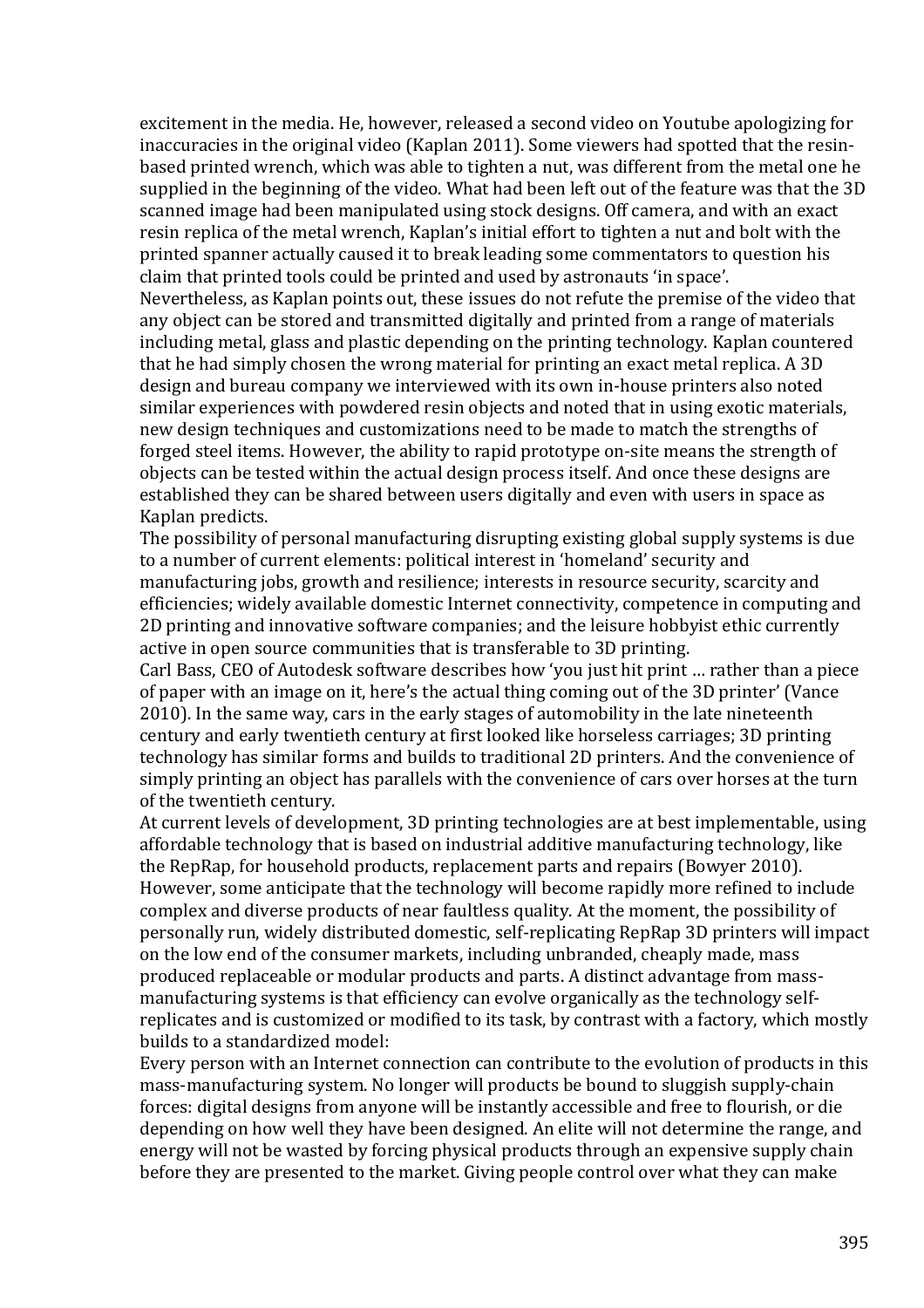excitement in the media. He, however, released a second video on Youtube apologizing for inaccuracies in the original video (Kaplan 2011). Some viewers had spotted that the resin-based printed wrench, which was able to tighten a nut, was different from the metal one he supplied in the beginning of the video. What had been left out of the feature was that the 3D scanned image had been manipulated using stock designs. Off camera, and with an exact resin replica of the metal wrench, Kaplan's initial effort to tighten a nut and bolt with the printed spanner actually caused it to break leading some commentators to question his claim that printed tools could be printed and used by astronauts 'in space'.

Nevertheless, as Kaplan points out, these issues do not refute the premise of the video that any object can be stored and transmitted digitally and printed from a range of materials including metal, glass and plastic depending on the printing technology. Kaplan countered that he had simply chosen the wrong material for printing an exact metal replica. A 3D design and bureau company we interviewed with its own in-house printers also noted similar experiences with powdered resin objects and noted that in using exotic materials, new design techniques and customizations need to be made to match the strengths of forged steel items. However, the ability to rapid prototype on-site means the strength of objects can be tested within the actual design process itself. And once these designs are established they can be shared between users digitally and even with users in space as Kaplan predicts.

The possibility of personal manufacturing disrupting existing global supply systems is due to a number of current elements: political interest in 'homeland' security and manufacturing jobs, growth and resilience; interests in resource security, scarcity and efficiencies; widely available domestic Internet connectivity, competence in computing and 2D printing and innovative software companies; and the leisure hobbyist ethic currently active in open source communities that is transferable to 3D printing.

Carl Bass, CEO of Autodesk software describes how 'you just hit print … rather than a piece of paper with an image on it, here's the actual thing coming out of the 3D printer' (Vance 2010). In the same way, cars in the early stages of automobility in the late nineteenth century and early twentieth century at first looked like horseless carriages; 3D printing technology has similar forms and builds to traditional 2D printers. And the convenience of simply printing an object has parallels with the convenience of cars over horses at the turn of the twentieth century.

At current levels of development, 3D printing technologies are at best implementable, using affordable technology that is based on industrial additive manufacturing technology, like the RepRap, for household products, replacement parts and repairs (Bowyer 2010). However, some anticipate that the technology will become rapidly more refined to include complex and diverse products of near faultless quality. At the moment, the possibility of personally run, widely distributed domestic, self-replicating RepRap 3D printers will impact on the low end of the consumer markets, including unbranded, cheaply made, mass produced replaceable or modular products and parts. A distinct advantage from mass-manufacturing systems is that efficiency can evolve organically as the technology self-replicates and is customized or modified to its task, by contrast with a factory, which mostly builds to a standardized model:

Every person with an Internet connection can contribute to the evolution of products in this mass-manufacturing system. No longer will products be bound to sluggish supply-chain forces: digital designs from anyone will be instantly accessible and free to flourish, or die depending on how well they have been designed. An elite will not determine the range, and energy will not be wasted by forcing physical products through an expensive supply chain before they are presented to the market. Giving people control over what they can make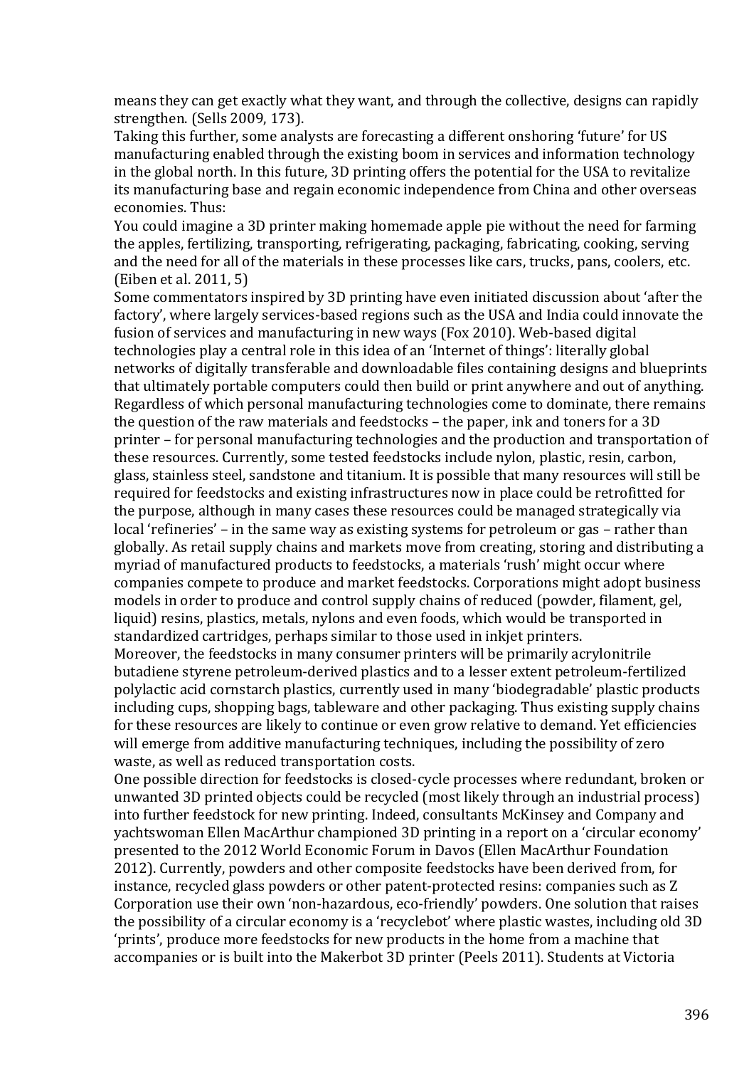means they can get exactly what they want, and through the collective, designs can rapidly strengthen. (Sells 2009, 173).

Taking this further, some analysts are forecasting a different onshoring 'future' for US manufacturing enabled through the existing boom in services and information technology in the global north. In this future, 3D printing offers the potential for the USA to revitalize its manufacturing base and regain economic independence from China and other overseas economies. Thus:

You could imagine a 3D printer making homemade apple pie without the need for farming the apples, fertilizing, transporting, refrigerating, packaging, fabricating, cooking, serving and the need for all of the materials in these processes like cars, trucks, pans, coolers, etc. (Eiben et al. 2011, 5)

Some commentators inspired by 3D printing have even initiated discussion about 'after the factory', where largely services-based regions such as the USA and India could innovate the fusion of services and manufacturing in new ways (Fox 2010). Web-based digital technologies play a central role in this idea of an 'Internet of things': literally global networks of digitally transferable and downloadable files containing designs and blueprints that ultimately portable computers could then build or print anywhere and out of anything. Regardless of which personal manufacturing technologies come to dominate, there remains the question of the raw materials and feedstocks – the paper, ink and toners for a 3D printer – for personal manufacturing technologies and the production and transportation of these resources. Currently, some tested feedstocks include nylon, plastic, resin, carbon, glass, stainless steel, sandstone and titanium. It is possible that many resources will still be required for feedstocks and existing infrastructures now in place could be retrofitted for the purpose, although in many cases these resources could be managed strategically via local 'refineries' – in the same way as existing systems for petroleum or gas – rather than globally. As retail supply chains and markets move from creating, storing and distributing a myriad of manufactured products to feedstocks, a materials 'rush' might occur where companies compete to produce and market feedstocks. Corporations might adopt business models in order to produce and control supply chains of reduced (powder, filament, gel, liquid) resins, plastics, metals, nylons and even foods, which would be transported in standardized cartridges, perhaps similar to those used in inkjet printers.

Moreover, the feedstocks in many consumer printers will be primarily acrylonitrile butadiene styrene petroleum-derived plastics and to a lesser extent petroleum-fertilized polylactic acid cornstarch plastics, currently used in many 'biodegradable' plastic products including cups, shopping bags, tableware and other packaging. Thus existing supply chains for these resources are likely to continue or even grow relative to demand. Yet efficiencies will emerge from additive manufacturing techniques, including the possibility of zero waste, as well as reduced transportation costs.

One possible direction for feedstocks is closed-cycle processes where redundant, broken or unwanted 3D printed objects could be recycled (most likely through an industrial process) into further feedstock for new printing. Indeed, consultants McKinsey and Company and yachtswoman Ellen MacArthur championed 3D printing in a report on a 'circular economy' presented to the 2012 World Economic Forum in Davos (Ellen MacArthur Foundation 2012). Currently, powders and other composite feedstocks have been derived from, for instance, recycled glass powders or other patent-protected resins: companies such as Z Corporation use their own 'non-hazardous, eco-friendly' powders. One solution that raises the possibility of a circular economy is a 'recyclebot' where plastic wastes, including old 3D 'prints', produce more feedstocks for new products in the home from a machine that accompanies or is built into the Makerbot 3D printer (Peels 2011). Students at Victoria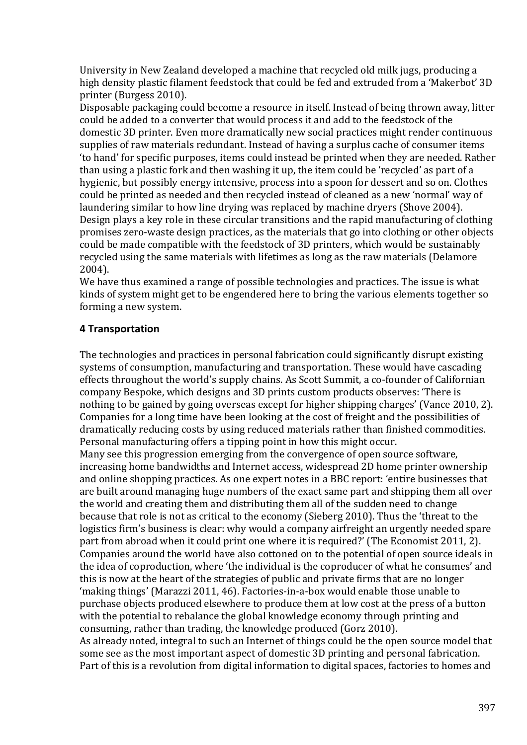University in New Zealand developed a machine that recycled old milk jugs, producing a high density plastic filament feedstock that could be fed and extruded from a 'Makerbot' 3D printer (Burgess 2010).

Disposable packaging could become a resource in itself. Instead of being thrown away, litter could be added to a converter that would process it and add to the feedstock of the domestic 3D printer. Even more dramatically new social practices might render continuous supplies of raw materials redundant. Instead of having a surplus cache of consumer items 'to hand' for specific purposes, items could instead be printed when they are needed. Rather than using a plastic fork and then washing it up, the item could be 'recycled' as part of a hygienic, but possibly energy intensive, process into a spoon for dessert and so on. Clothes could be printed as needed and then recycled instead of cleaned as a new 'normal' way of laundering similar to how line drying was replaced by machine dryers (Shove 2004).

Design plays a key role in these circular transitions and the rapid manufacturing of clothing promises zero-waste design practices, as the materials that go into clothing or other objects could be made compatible with the feedstock of 3D printers, which would be sustainably recycled using the same materials with lifetimes as long as the raw materials (Delamore 2004).

We have thus examined a range of possible technologies and practices. The issue is what kinds of system might get to be engendered here to bring the various elements together so forming a new system.

## 4 Transportation

The technologies and practices in personal fabrication could significantly disrupt existing systems of consumption, manufacturing and transportation. These would have cascading effects throughout the world's supply chains. As Scott Summit, a co-founder of Californian company Bespoke, which designs and 3D prints custom products observes: 'There is nothing to be gained by going overseas except for higher shipping charges' (Vance 2010, 2). Companies for a long time have been looking at the cost of freight and the possibilities of dramatically reducing costs by using reduced materials rather than finished commodities. Personal manufacturing offers a tipping point in how this might occur.

Many see this progression emerging from the convergence of open source software, increasing home bandwidths and Internet access, widespread 2D home printer ownership and online shopping practices. As one expert notes in a BBC report: 'entire businesses that are built around managing huge numbers of the exact same part and shipping them all over the world and creating them and distributing them all of the sudden need to change because that role is not as critical to the economy (Sieberg 2010). Thus the 'threat to the logistics firm's business is clear: why would a company airfreight an urgently needed spare part from abroad when it could print one where it is required?' (The Economist 2011, 2).

Companies around the world have also cottoned on to the potential of open source ideals in the idea of coproduction, where 'the individual is the coproducer of what he consumes' and this is now at the heart of the strategies of public and private firms that are no longer 'making things' (Marazzi 2011, 46). Factories-in-a-box would enable those unable to purchase objects produced elsewhere to produce them at low cost at the press of a button with the potential to rebalance the global knowledge economy through printing and consuming, rather than trading, the knowledge produced (Gorz 2010).

As already noted, integral to such an Internet of things could be the open source model that some see as the most important aspect of domestic 3D printing and personal fabrication. Part of this is a revolution from digital information to digital spaces, factories to homes and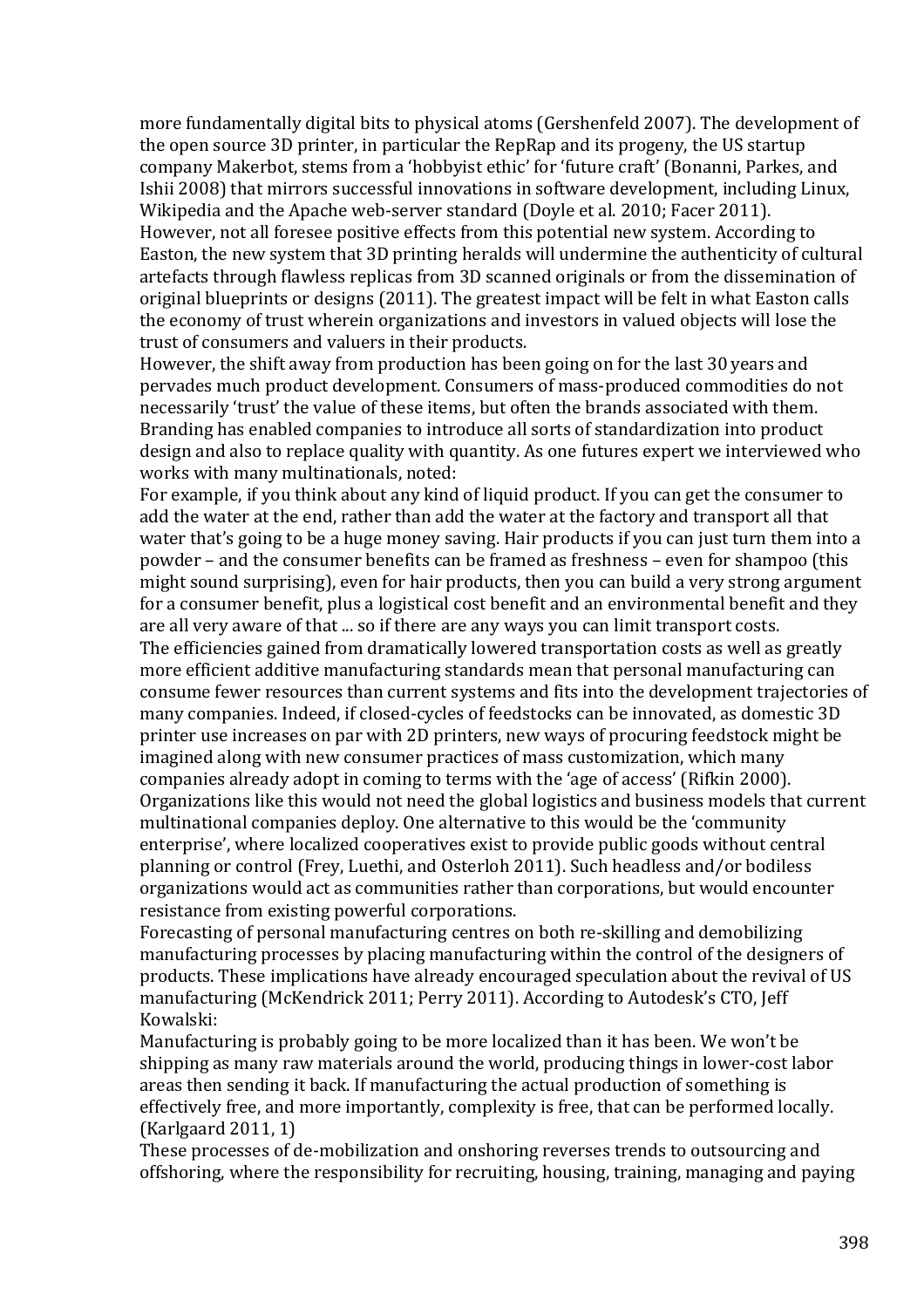more fundamentally digital bits to physical atoms (Gershenfeld 2007). The development of the open source 3D printer, in particular the RepRap and its progeny, the US startup company Makerbot, stems from a 'hobbyist ethic' for 'future craft' (Bonanni, Parkes, and Ishii 2008) that mirrors successful innovations in software development, including Linux, Wikipedia and the Apache web-server standard (Doyle et al. 2010; Facer 2011).

However, not all foresee positive effects from this potential new system. According to Easton, the new system that 3D printing heralds will undermine the authenticity of cultural artefacts through flawless replicas from 3D scanned originals or from the dissemination of original blueprints or designs (2011). The greatest impact will be felt in what Easton calls the economy of trust wherein organizations and investors in valued objects will lose the trust of consumers and valuers in their products.

However, the shift away from production has been going on for the last 30 years and pervades much product development. Consumers of mass-produced commodities do not necessarily 'trust' the value of these items, but often the brands associated with them. Branding has enabled companies to introduce all sorts of standardization into product design and also to replace quality with quantity. As one futures expert we interviewed who works with many multinationals, noted:

For example, if you think about any kind of liquid product. If you can get the consumer to add the water at the end, rather than add the water at the factory and transport all that water that's going to be a huge money saving. Hair products if you can just turn them into a powder – and the consumer benefits can be framed as freshness – even for shampoo (this might sound surprising), even for hair products, then you can build a very strong argument for a consumer benefit, plus a logistical cost benefit and an environmental benefit and they are all very aware of that ... so if there are any ways you can limit transport costs.

The efficiencies gained from dramatically lowered transportation costs as well as greatly more efficient additive manufacturing standards mean that personal manufacturing can consume fewer resources than current systems and fits into the development trajectories of many companies. Indeed, if closed-cycles of feedstocks can be innovated, as domestic 3D printer use increases on par with 2D printers, new ways of procuring feedstock might be imagined along with new consumer practices of mass customization, which many companies already adopt in coming to terms with the 'age of access' (Rifkin 2000). Organizations like this would not need the global logistics and business models that current multinational companies deploy. One alternative to this would be the 'community enterprise', where localized cooperatives exist to provide public goods without central planning or control (Frey, Luethi, and Osterloh 2011). Such headless and/or bodiless organizations would act as communities rather than corporations, but would encounter resistance from existing powerful corporations.

Forecasting of personal manufacturing centres on both re-skilling and demobilizing manufacturing processes by placing manufacturing within the control of the designers of products. These implications have already encouraged speculation about the revival of US manufacturing (McKendrick 2011; Perry 2011). According to Autodesk's CTO, Jeff Kowalski:

Manufacturing is probably going to be more localized than it has been. We won't be shipping as many raw materials around the world, producing things in lower-cost labor areas then sending it back. If manufacturing the actual production of something is effectively free, and more importantly, complexity is free, that can be performed locally. (Karlgaard 2011, 1)

These processes of de-mobilization and onshoring reverses trends to outsourcing and offshoring, where the responsibility for recruiting, housing, training, managing and paying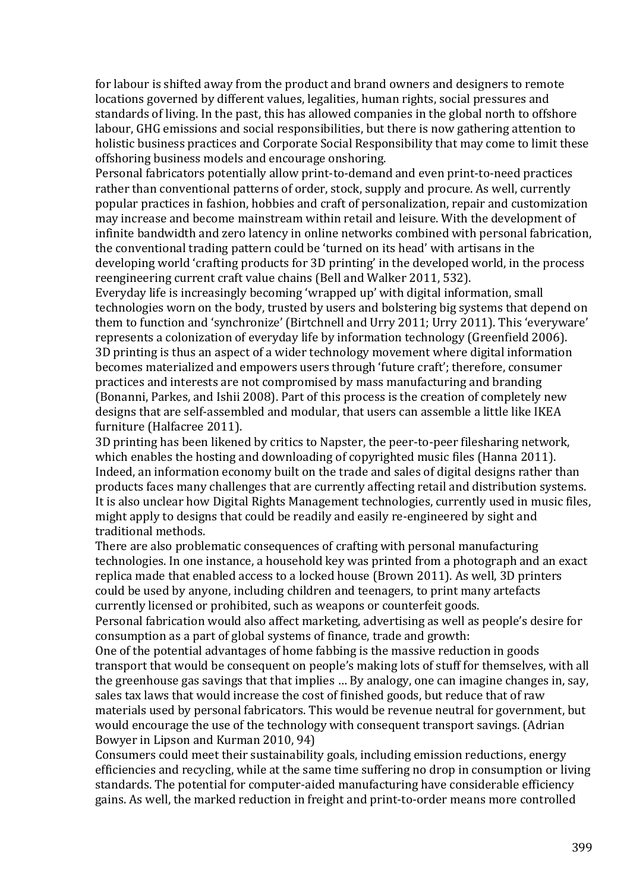for labour is shifted away from the product and brand owners and designers to remote locations governed by different values, legalities, human rights, social pressures and standards of living. In the past, this has allowed companies in the global north to offshore labour, GHG emissions and social responsibilities, but there is now gathering attention to holistic business practices and Corporate Social Responsibility that may come to limit these offshoring business models and encourage onshoring.

Personal fabricators potentially allow print-to-demand and even print-to-need practices rather than conventional patterns of order, stock, supply and procure. As well, currently popular practices in fashion, hobbies and craft of personalization, repair and customization may increase and become mainstream within retail and leisure. With the development of infinite bandwidth and zero latency in online networks combined with personal fabrication, the conventional trading pattern could be 'turned on its head' with artisans in the developing world 'crafting products for 3D printing' in the developed world, in the process reengineering current craft value chains (Bell and Walker 2011, 532).

Everyday life is increasingly becoming 'wrapped up' with digital information, small technologies worn on the body, trusted by users and bolstering big systems that depend on them to function and 'synchronize' (Birtchnell and Urry 2011; Urry 2011). This 'everyware' represents a colonization of everyday life by information technology (Greenfield 2006). 3D printing is thus an aspect of a wider technology movement where digital information becomes materialized and empowers users through 'future craft'; therefore, consumer practices and interests are not compromised by mass manufacturing and branding (Bonanni, Parkes, and Ishii 2008). Part of this process is the creation of completely new designs that are self-assembled and modular, that users can assemble a little like IKEA furniture (Halfacree 2011).

3D printing has been likened by critics to Napster, the peer-to-peer filesharing network, which enables the hosting and downloading of copyrighted music files (Hanna 2011). Indeed, an information economy built on the trade and sales of digital designs rather than products faces many challenges that are currently affecting retail and distribution systems. It is also unclear how Digital Rights Management technologies, currently used in music files, might apply to designs that could be readily and easily re-engineered by sight and traditional methods.

There are also problematic consequences of crafting with personal manufacturing technologies. In one instance, a household key was printed from a photograph and an exact replica made that enabled access to a locked house (Brown 2011). As well, 3D printers could be used by anyone, including children and teenagers, to print many artefacts currently licensed or prohibited, such as weapons or counterfeit goods.

Personal fabrication would also affect marketing, advertising as well as people's desire for consumption as a part of global systems of finance, trade and growth:

One of the potential advantages of home fabbing is the massive reduction in goods transport that would be consequent on people's making lots of stuff for themselves, with all the greenhouse gas savings that that implies … By analogy, one can imagine changes in, say, sales tax laws that would increase the cost of finished goods, but reduce that of raw materials used by personal fabricators. This would be revenue neutral for government, but would encourage the use of the technology with consequent transport savings. (Adrian Bowyer in Lipson and Kurman 2010, 94)

Consumers could meet their sustainability goals, including emission reductions, energy efficiencies and recycling, while at the same time suffering no drop in consumption or living standards. The potential for computer-aided manufacturing have considerable efficiency gains. As well, the marked reduction in freight and print-to-order means more controlled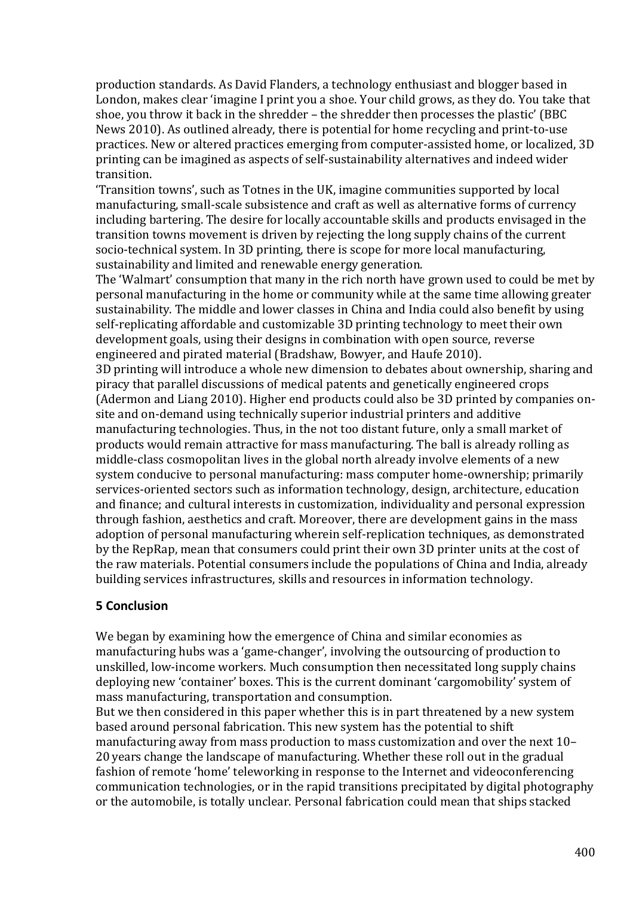production standards. As David Flanders, a technology enthusiast and blogger based in London, makes clear 'imagine I print you a shoe. Your child grows, as they do. You take that shoe, you throw it back in the shredder – the shredder then processes the plastic' (BBC News 2010). As outlined already, there is potential for home recycling and print-to-use practices. New or altered practices emerging from computer-assisted home, or localized, 3D printing can be imagined as aspects of self-sustainability alternatives and indeed wider transition.

'Transition towns', such as Totnes in the UK, imagine communities supported by local manufacturing, small-scale subsistence and craft as well as alternative forms of currency including bartering. The desire for locally accountable skills and products envisaged in the transition towns movement is driven by rejecting the long supply chains of the current socio-technical system. In 3D printing, there is scope for more local manufacturing, sustainability and limited and renewable energy generation.

The 'Walmart' consumption that many in the rich north have grown used to could be met by personal manufacturing in the home or community while at the same time allowing greater sustainability. The middle and lower classes in China and India could also benefit by using self-replicating affordable and customizable 3D printing technology to meet their own development goals, using their designs in combination with open source, reverse engineered and pirated material (Bradshaw, Bowyer, and Haufe 2010).

3D printing will introduce a whole new dimension to debates about ownership, sharing and piracy that parallel discussions of medical patents and genetically engineered crops (Adermon and Liang 2010). Higher end products could also be 3D printed by companies on-site and on-demand using technically superior industrial printers and additive manufacturing technologies. Thus, in the not too distant future, only a small market of products would remain attractive for mass manufacturing. The ball is already rolling as middle-class cosmopolitan lives in the global north already involve elements of a new system conducive to personal manufacturing: mass computer home-ownership; primarily services-oriented sectors such as information technology, design, architecture, education and finance; and cultural interests in customization, individuality and personal expression through fashion, aesthetics and craft. Moreover, there are development gains in the mass adoption of personal manufacturing wherein self-replication techniques, as demonstrated by the RepRap, mean that consumers could print their own 3D printer units at the cost of the raw materials. Potential consumers include the populations of China and India, already building services infrastructures, skills and resources in information technology.

## 5 Conclusion

We began by examining how the emergence of China and similar economies as manufacturing hubs was a 'game-changer', involving the outsourcing of production to unskilled, low-income workers. Much consumption then necessitated long supply chains deploying new 'container' boxes. This is the current dominant 'cargomobility' system of mass manufacturing, transportation and consumption.

But we then considered in this paper whether this is in part threatened by a new system based around personal fabrication. This new system has the potential to shift manufacturing away from mass production to mass customization and over the next 10–20 years change the landscape of manufacturing. Whether these roll out in the gradual fashion of remote 'home' teleworking in response to the Internet and videoconferencing communication technologies, or in the rapid transitions precipitated by digital photography or the automobile, is totally unclear. Personal fabrication could mean that ships stacked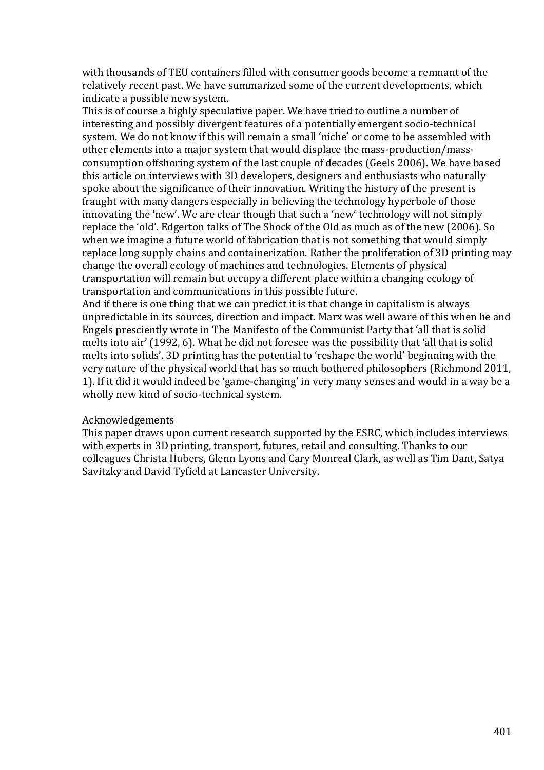with thousands of TEU containers filled with consumer goods become a remnant of the relatively recent past. We have summarized some of the current developments, which indicate a possible new system.

This is of course a highly speculative paper. We have tried to outline a number of interesting and possibly divergent features of a potentially emergent socio-technical system. We do not know if this will remain a small 'niche' or come to be assembled with other elements into a major system that would displace the mass-production/mass-consumption offshoring system of the last couple of decades (Geels 2006). We have based this article on interviews with 3D developers, designers and enthusiasts who naturally spoke about the significance of their innovation. Writing the history of the present is fraught with many dangers especially in believing the technology hyperbole of those innovating the 'new'. We are clear though that such a 'new' technology will not simply replace the 'old'. Edgerton talks of The Shock of the Old as much as of the new (2006). So when we imagine a future world of fabrication that is not something that would simply replace long supply chains and containerization. Rather the proliferation of 3D printing may change the overall ecology of machines and technologies. Elements of physical transportation will remain but occupy a different place within a changing ecology of transportation and communications in this possible future.

And if there is one thing that we can predict it is that change in capitalism is always unpredictable in its sources, direction and impact. Marx was well aware of this when he and Engels presciently wrote in The Manifesto of the Communist Party that 'all that is solid melts into air' (1992, 6). What he did not foresee was the possibility that 'all that is solid melts into solids'. 3D printing has the potential to 'reshape the world' beginning with the very nature of the physical world that has so much bothered philosophers (Richmond 2011, 1). If it did it would indeed be 'game-changing' in very many senses and would in a way be a wholly new kind of socio-technical system.

Acknowledgements

This paper draws upon current research supported by the ESRC, which includes interviews with experts in 3D printing, transport, futures, retail and consulting. Thanks to our colleagues Christa Hubers, Glenn Lyons and Cary Monreal Clark, as well as Tim Dant, Satya Savitzky and David Tyfield at Lancaster University.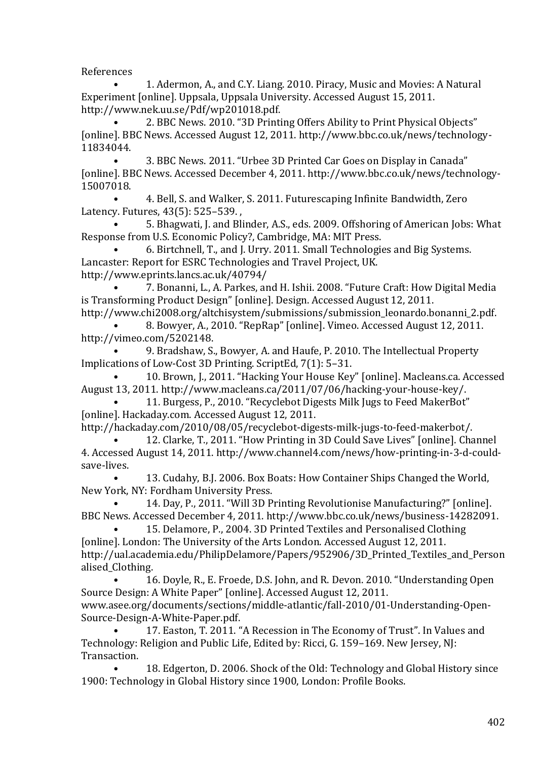References

- 1. Adermon, A., and C.Y. Liang. 2010. Piracy, Music and Movies: A Natural Experiment [online]. Uppsala, Uppsala University. Accessed August 15, 2011. http://www.nek.uu.se/Pdf/wp201018.pdf.
- 2. BBC News. 2010. "3D Printing Offers Ability to Print Physical Objects" [online]. BBC News. Accessed August 12, 2011. http://www.bbc.co.uk/news/technology-11834044.
- 3. BBC News. 2011. "Urbee 3D Printed Car Goes on Display in Canada" [online]. BBC News. Accessed December 4, 2011. http://www.bbc.co.uk/news/technology-15007018.
- 4. Bell, S. and Walker, S. 2011. Futurescaping Infinite Bandwidth, Zero Latency. Futures, 43(5): 525–539. ,
- 5. Bhagwati, J. and Blinder, A.S., eds. 2009. Offshoring of American Jobs: What Response from U.S. Economic Policy?, Cambridge, MA: MIT Press.
- 6. Birtchnell, T., and J. Urry. 2011. Small Technologies and Big Systems. Lancaster: Report for ESRC Technologies and Travel Project, UK. http://www.eprints.lancs.ac.uk/40794/
- 7. Bonanni, L., A. Parkes, and H. Ishii. 2008. "Future Craft: How Digital Media is Transforming Product Design" [online]. Design. Accessed August 12, 2011. http://www.chi2008.org/altchisystem/submissions/submission_leonardo.bonanni_2.pdf.
- 8. Bowyer, A., 2010. "RepRap" [online]. Vimeo. Accessed August 12, 2011. http://vimeo.com/5202148.
- 9. Bradshaw, S., Bowyer, A. and Haufe, P. 2010. The Intellectual Property Implications of Low-Cost 3D Printing. ScriptEd, 7(1): 5–31.
- 10. Brown, J., 2011. "Hacking Your House Key" [online]. Macleans.ca. Accessed August 13, 2011. http://www.macleans.ca/2011/07/06/hacking-your-house-key/.
- 11. Burgess, P., 2010. "Recyclebot Digests Milk Jugs to Feed MakerBot" [online]. Hackaday.com. Accessed August 12, 2011. http://hackaday.com/2010/08/05/recyclebot-digests-milk-jugs-to-feed-makerbot/.
- 12. Clarke, T., 2011. "How Printing in 3D Could Save Lives" [online]. Channel 4. Accessed August 14, 2011. http://www.channel4.com/news/how-printing-in-3-d-could-save-lives.
- 13. Cudahy, B.J. 2006. Box Boats: How Container Ships Changed the World, New York, NY: Fordham University Press.
- 14. Day, P., 2011. "Will 3D Printing Revolutionise Manufacturing?" [online]. BBC News. Accessed December 4, 2011. http://www.bbc.co.uk/news/business-14282091.
- 15. Delamore, P., 2004. 3D Printed Textiles and Personalised Clothing [online]. London: The University of the Arts London. Accessed August 12, 2011. http://ual.academia.edu/PhilipDelamore/Papers/952906/3D_Printed_Textiles_and_Personalised_Clothing.
- 16. Doyle, R., E. Froede, D.S. John, and R. Devon. 2010. "Understanding Open Source Design: A White Paper" [online]. Accessed August 12, 2011. www.asee.org/documents/sections/middle-atlantic/fall-2010/01-Understanding-Open-Source-Design-A-White-Paper.pdf.
- 17. Easton, T. 2011. "A Recession in The Economy of Trust". In Values and Technology: Religion and Public Life, Edited by: Ricci, G. 159–169. New Jersey, NJ: Transaction.
- 18. Edgerton, D. 2006. Shock of the Old: Technology and Global History since 1900: Technology in Global History since 1900, London: Profile Books.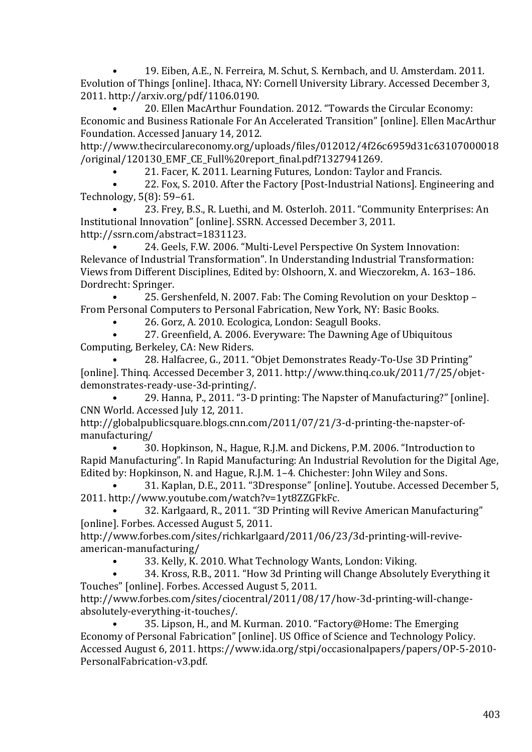- 19. Eiben, A.E., N. Ferreira, M. Schut, S. Kernbach, and U. Amsterdam. 2011. Evolution of Things [online]. Ithaca, NY: Cornell University Library. Accessed December 3, 2011. http://arxiv.org/pdf/1106.0190.
- 20. Ellen MacArthur Foundation. 2012. "Towards the Circular Economy: Economic and Business Rationale For An Accelerated Transition" [online]. Ellen MacArthur Foundation. Accessed January 14, 2012. http://www.thecirculareconomy.org/uploads/files/012012/4f26c6959d31c63107000018/original/120130_EMF_CE_Full%20report_final.pdf?1327941269.
- 21. Facer, K. 2011. Learning Futures, London: Taylor and Francis.
- 22. Fox, S. 2010. After the Factory [Post-Industrial Nations]. Engineering and Technology, 5(8): 59–61.
- 23. Frey, B.S., R. Luethi, and M. Osterloh. 2011. "Community Enterprises: An Institutional Innovation" [online]. SSRN. Accessed December 3, 2011. http://ssrn.com/abstract=1831123.
- 24. Geels, F.W. 2006. "Multi-Level Perspective On System Innovation: Relevance of Industrial Transformation". In Understanding Industrial Transformation: Views from Different Disciplines, Edited by: Olshoorn, X. and Wieczorekm, A. 163–186. Dordrecht: Springer.
- 25. Gershenfeld, N. 2007. Fab: The Coming Revolution on your Desktop – From Personal Computers to Personal Fabrication, New York, NY: Basic Books.
- 26. Gorz, A. 2010. Ecologica, London: Seagull Books.
- 27. Greenfield, A. 2006. Everyware: The Dawning Age of Ubiquitous Computing, Berkeley, CA: New Riders.
- 28. Halfacree, G., 2011. "Objet Demonstrates Ready-To-Use 3D Printing" [online]. Thinq. Accessed December 3, 2011. http://www.thinq.co.uk/2011/7/25/objet-demonstrates-ready-use-3d-printing/.
- 29. Hanna, P., 2011. "3-D printing: The Napster of Manufacturing?" [online]. CNN World. Accessed July 12, 2011. http://globalpublicsquare.blogs.cnn.com/2011/07/21/3-d-printing-the-napster-of-manufacturing/
- 30. Hopkinson, N., Hague, R.J.M. and Dickens, P.M. 2006. "Introduction to Rapid Manufacturing". In Rapid Manufacturing: An Industrial Revolution for the Digital Age, Edited by: Hopkinson, N. and Hague, R.J.M. 1–4. Chichester: John Wiley and Sons.
- 31. Kaplan, D.E., 2011. "3Dresponse" [online]. Youtube. Accessed December 5, 2011. http://www.youtube.com/watch?v=1yt8ZZGFkFc.
- 32. Karlgaard, R., 2011. "3D Printing will Revive American Manufacturing" [online]. Forbes. Accessed August 5, 2011. http://www.forbes.com/sites/richkarlgaard/2011/06/23/3d-printing-will-revive-american-manufacturing/
- 33. Kelly, K. 2010. What Technology Wants, London: Viking.
- 34. Kross, R.B., 2011. "How 3d Printing will Change Absolutely Everything it Touches" [online]. Forbes. Accessed August 5, 2011. http://www.forbes.com/sites/ciocentral/2011/08/17/how-3d-printing-will-change-absolutely-everything-it-touches/.
- 35. Lipson, H., and M. Kurman. 2010. "Factory@Home: The Emerging Economy of Personal Fabrication" [online]. US Office of Science and Technology Policy. Accessed August 6, 2011. https://www.ida.org/stpi/occasionalpapers/papers/OP-5-2010-PersonalFabrication-v3.pdf.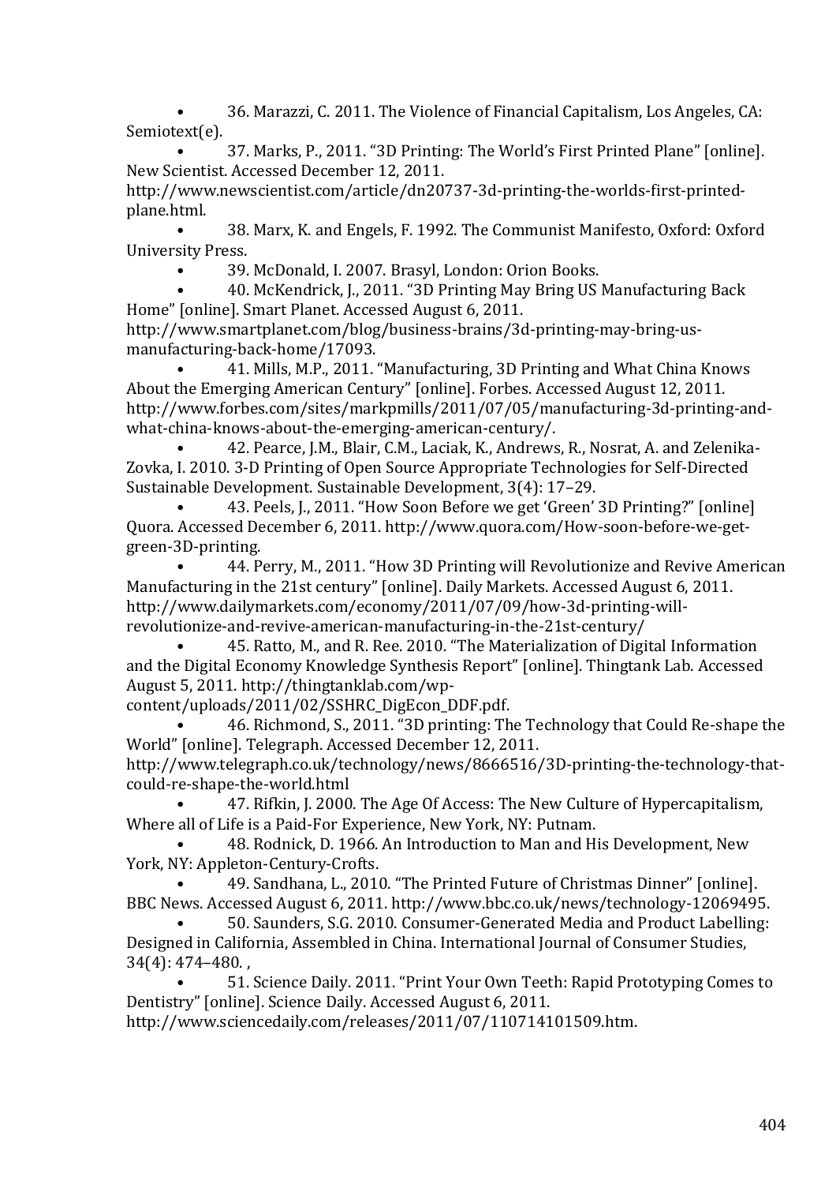- 36. Marazzi, C. 2011. The Violence of Financial Capitalism, Los Angeles, CA: Semiotext(e).
- 37. Marks, P., 2011. "3D Printing: The World's First Printed Plane" [online]. New Scientist. Accessed December 12, 2011. http://www.newscientist.com/article/dn20737-3d-printing-the-worlds-first-printed-plane.html.
- 38. Marx, K. and Engels, F. 1992. The Communist Manifesto, Oxford: Oxford University Press.
- 39. McDonald, I. 2007. Brasyl, London: Orion Books.
- 40. McKendrick, J., 2011. "3D Printing May Bring US Manufacturing Back Home" [online]. Smart Planet. Accessed August 6, 2011. http://www.smartplanet.com/blog/business-brains/3d-printing-may-bring-us-manufacturing-back-home/17093.
- 41. Mills, M.P., 2011. "Manufacturing, 3D Printing and What China Knows About the Emerging American Century" [online]. Forbes. Accessed August 12, 2011. http://www.forbes.com/sites/markpmills/2011/07/05/manufacturing-3d-printing-and-what-china-knows-about-the-emerging-american-century/.
- 42. Pearce, J.M., Blair, C.M., Laciak, K., Andrews, R., Nosrat, A. and Zelenika-Zovka, I. 2010. 3-D Printing of Open Source Appropriate Technologies for Self-Directed Sustainable Development. Sustainable Development, 3(4): 17–29.
- 43. Peels, J., 2011. "How Soon Before we get 'Green' 3D Printing?" [online] Quora. Accessed December 6, 2011. http://www.quora.com/How-soon-before-we-get-green-3D-printing.
- 44. Perry, M., 2011. "How 3D Printing will Revolutionize and Revive American Manufacturing in the 21st century" [online]. Daily Markets. Accessed August 6, 2011. http://www.dailymarkets.com/economy/2011/07/09/how-3d-printing-will-revolutionize-and-revive-american-manufacturing-in-the-21st-century/
- 45. Ratto, M., and R. Ree. 2010. "The Materialization of Digital Information and the Digital Economy Knowledge Synthesis Report" [online]. Thingtank Lab. Accessed August 5, 2011. http://thingtanklab.com/wp-content/uploads/2011/02/SSHRC_DigEcon_DDF.pdf.
- 46. Richmond, S., 2011. "3D printing: The Technology that Could Re-shape the World" [online]. Telegraph. Accessed December 12, 2011. http://www.telegraph.co.uk/technology/news/8666516/3D-printing-the-technology-that-could-re-shape-the-world.html
- 47. Rifkin, J. 2000. The Age Of Access: The New Culture of Hypercapitalism, Where all of Life is a Paid-For Experience, New York, NY: Putnam.
- 48. Rodnick, D. 1966. An Introduction to Man and His Development, New York, NY: Appleton-Century-Crofts.
- 49. Sandhana, L., 2010. "The Printed Future of Christmas Dinner" [online]. BBC News. Accessed August 6, 2011. http://www.bbc.co.uk/news/technology-12069495.
- 50. Saunders, S.G. 2010. Consumer-Generated Media and Product Labelling: Designed in California, Assembled in China. International Journal of Consumer Studies, 34(4): 474–480. ,
- 51. Science Daily. 2011. "Print Your Own Teeth: Rapid Prototyping Comes to Dentistry" [online]. Science Daily. Accessed August 6, 2011. http://www.sciencedaily.com/releases/2011/07/110714101509.htm.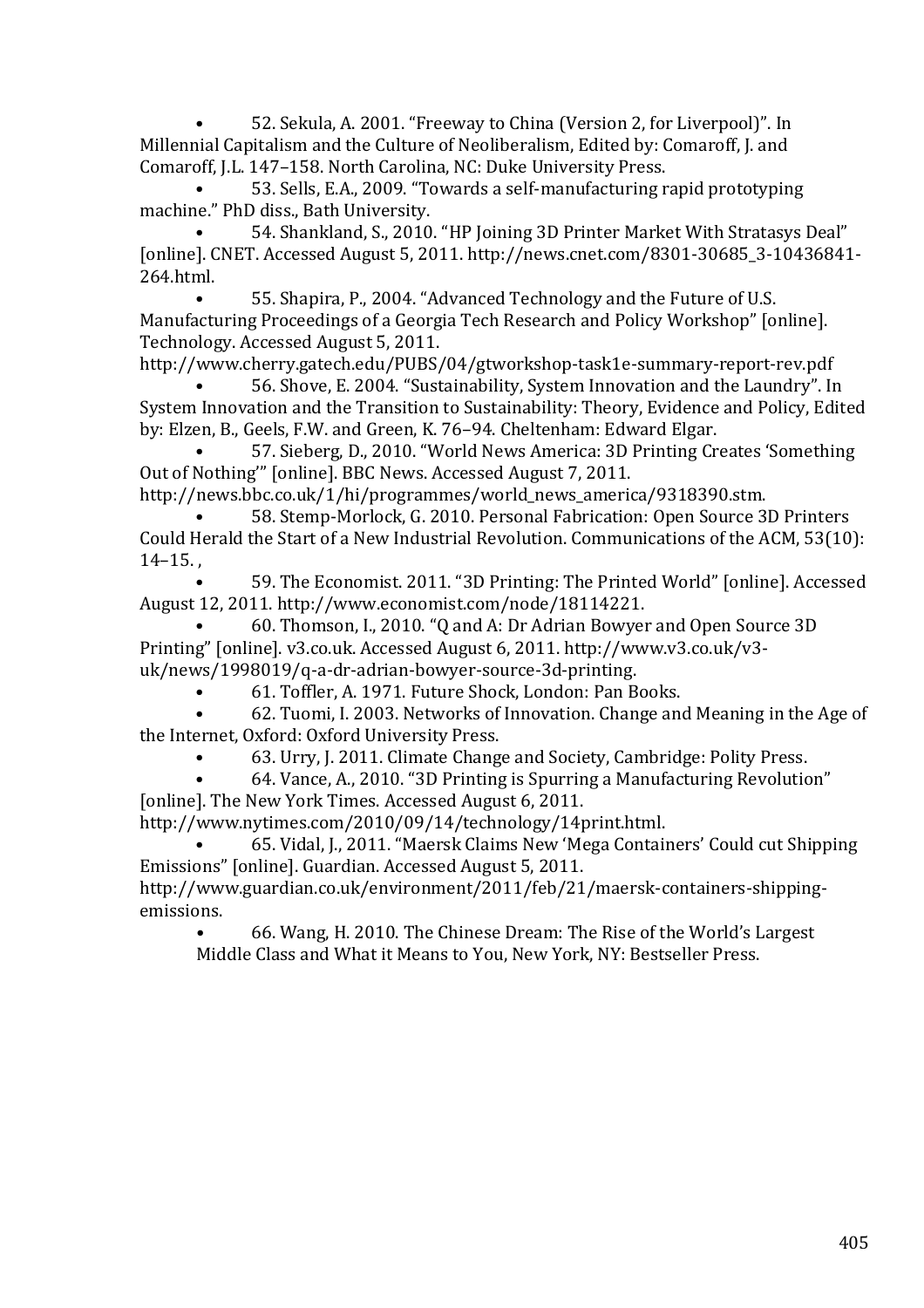- 52. Sekula, A. 2001. "Freeway to China (Version 2, for Liverpool)". In Millennial Capitalism and the Culture of Neoliberalism, Edited by: Comaroff, J. and Comaroff, J.L. 147–158. North Carolina, NC: Duke University Press.
- 53. Sells, E.A., 2009. "Towards a self-manufacturing rapid prototyping machine." PhD diss., Bath University.
- 54. Shankland, S., 2010. "HP Joining 3D Printer Market With Stratasys Deal" [online]. CNET. Accessed August 5, 2011. http://news.cnet.com/8301-30685_3-10436841-264.html.
- 55. Shapira, P., 2004. "Advanced Technology and the Future of U.S. Manufacturing Proceedings of a Georgia Tech Research and Policy Workshop" [online]. Technology. Accessed August 5, 2011. http://www.cherry.gatech.edu/PUBS/04/gtworkshop-task1e-summary-report-rev.pdf
- 56. Shove, E. 2004. "Sustainability, System Innovation and the Laundry". In System Innovation and the Transition to Sustainability: Theory, Evidence and Policy, Edited by: Elzen, B., Geels, F.W. and Green, K. 76–94. Cheltenham: Edward Elgar.
- 57. Sieberg, D., 2010. "World News America: 3D Printing Creates 'Something Out of Nothing'" [online]. BBC News. Accessed August 7, 2011. http://news.bbc.co.uk/1/hi/programmes/world_news_america/9318390.stm.
- 58. Stemp-Morlock, G. 2010. Personal Fabrication: Open Source 3D Printers Could Herald the Start of a New Industrial Revolution. Communications of the ACM, 53(10): 14–15. ,
- 59. The Economist. 2011. "3D Printing: The Printed World" [online]. Accessed August 12, 2011. http://www.economist.com/node/18114221.
- 60. Thomson, I., 2010. "Q and A: Dr Adrian Bowyer and Open Source 3D Printing" [online]. v3.co.uk. Accessed August 6, 2011. http://www.v3.co.uk/v3-uk/news/1998019/q-a-dr-adrian-bowyer-source-3d-printing.
- 61. Toffler, A. 1971. Future Shock, London: Pan Books.
- 62. Tuomi, I. 2003. Networks of Innovation. Change and Meaning in the Age of the Internet, Oxford: Oxford University Press.
- 63. Urry, J. 2011. Climate Change and Society, Cambridge: Polity Press.
- 64. Vance, A., 2010. "3D Printing is Spurring a Manufacturing Revolution" [online]. The New York Times. Accessed August 6, 2011. http://www.nytimes.com/2010/09/14/technology/14print.html.
- 65. Vidal, J., 2011. "Maersk Claims New 'Mega Containers' Could cut Shipping Emissions" [online]. Guardian. Accessed August 5, 2011. http://www.guardian.co.uk/environment/2011/feb/21/maersk-containers-shipping-emissions.
- 66. Wang, H. 2010. The Chinese Dream: The Rise of the World's Largest Middle Class and What it Means to You, New York, NY: Bestseller Press.